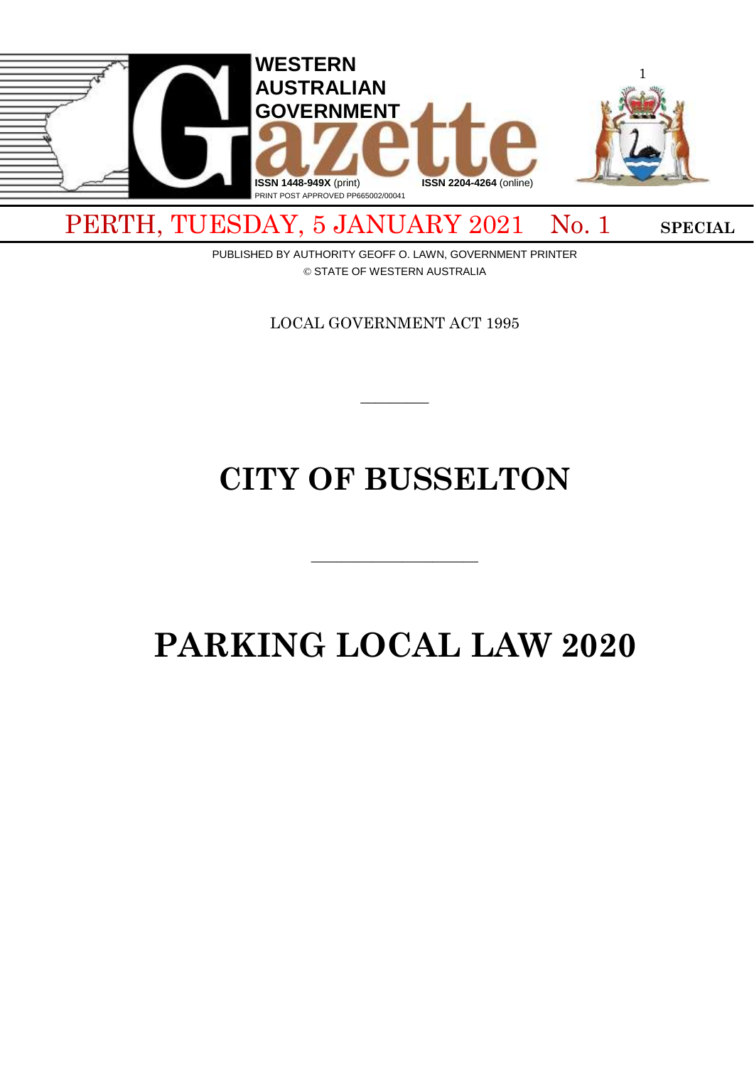# WESTERN AUSTRALIAN GOVERNMENT Gazette

ISSN 1448-949X (print) ISSN 2204-4264 (online)
PRINT POST APPROVED PP665002/00041

PERTH, TUESDAY, 5 JANUARY 2021 No. 1 SPECIAL

PUBLISHED BY AUTHORITY GEOFF O. LAWN, GOVERNMENT PRINTER
© STATE OF WESTERN AUSTRALIA

LOCAL GOVERNMENT ACT 1995

---

# CITY OF BUSSELTON

---

# PARKING LOCAL LAW 2020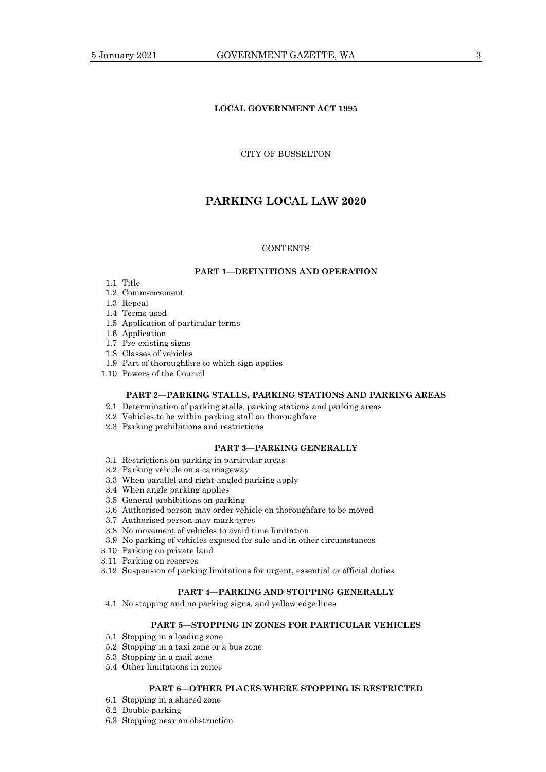**LOCAL GOVERNMENT ACT 1995**

CITY OF BUSSELTON

# PARKING LOCAL LAW 2020

CONTENTS

### PART 1—DEFINITIONS AND OPERATION

1.1 Title
1.2 Commencement
1.3 Repeal
1.4 Terms used
1.5 Application of particular terms
1.6 Application
1.7 Pre-existing signs
1.8 Classes of vehicles
1.9 Part of thoroughfare to which sign applies
1.10 Powers of the Council

### PART 2—PARKING STALLS, PARKING STATIONS AND PARKING AREAS

2.1 Determination of parking stalls, parking stations and parking areas
2.2 Vehicles to be within parking stall on thoroughfare
2.3 Parking prohibitions and restrictions

### PART 3—PARKING GENERALLY

3.1 Restrictions on parking in particular areas
3.2 Parking vehicle on a carriageway
3.3 When parallel and right-angled parking apply
3.4 When angle parking applies
3.5 General prohibitions on parking
3.6 Authorised person may order vehicle on thoroughfare to be moved
3.7 Authorised person may mark tyres
3.8 No movement of vehicles to avoid time limitation
3.9 No parking of vehicles exposed for sale and in other circumstances
3.10 Parking on private land
3.11 Parking on reserves
3.12 Suspension of parking limitations for urgent, essential or official duties

### PART 4—PARKING AND STOPPING GENERALLY

4.1 No stopping and no parking signs, and yellow edge lines

### PART 5—STOPPING IN ZONES FOR PARTICULAR VEHICLES

5.1 Stopping in a loading zone
5.2 Stopping in a taxi zone or a bus zone
5.3 Stopping in a mail zone
5.4 Other limitations in zones

### PART 6—OTHER PLACES WHERE STOPPING IS RESTRICTED

6.1 Stopping in a shared zone
6.2 Double parking
6.3 Stopping near an obstruction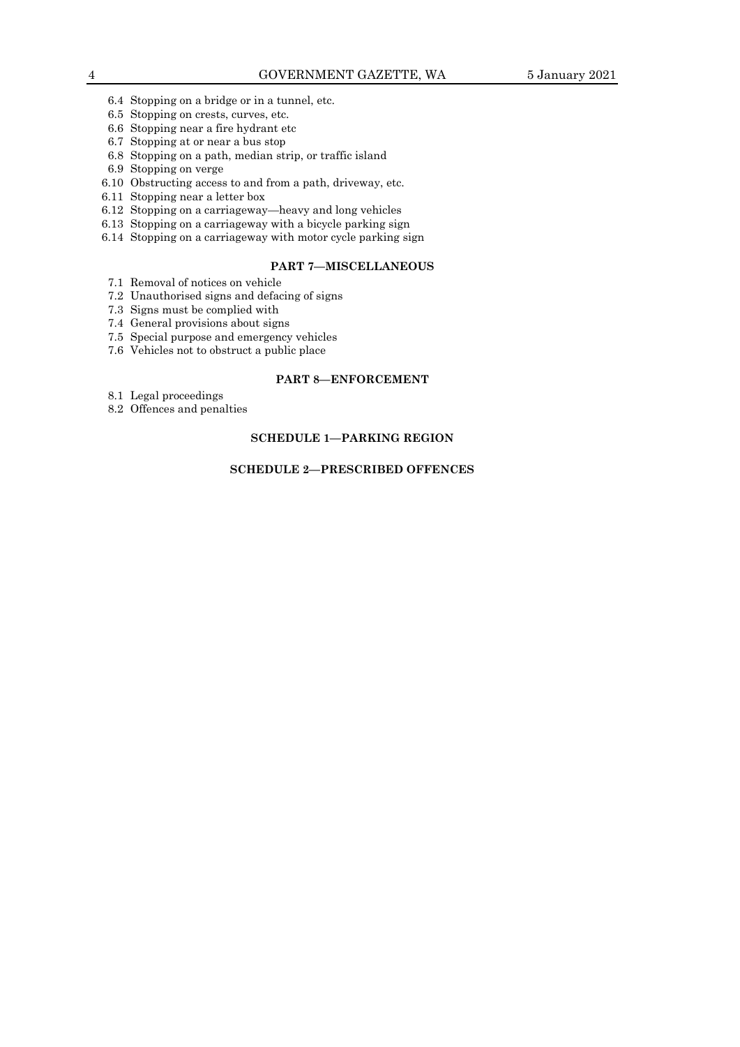6.4 Stopping on a bridge or in a tunnel, etc.
6.5 Stopping on crests, curves, etc.
6.6 Stopping near a fire hydrant etc
6.7 Stopping at or near a bus stop
6.8 Stopping on a path, median strip, or traffic island
6.9 Stopping on verge
6.10 Obstructing access to and from a path, driveway, etc.
6.11 Stopping near a letter box
6.12 Stopping on a carriageway—heavy and long vehicles
6.13 Stopping on a carriageway with a bicycle parking sign
6.14 Stopping on a carriageway with motor cycle parking sign

**PART 7—MISCELLANEOUS**

7.1 Removal of notices on vehicle
7.2 Unauthorised signs and defacing of signs
7.3 Signs must be complied with
7.4 General provisions about signs
7.5 Special purpose and emergency vehicles
7.6 Vehicles not to obstruct a public place

**PART 8—ENFORCEMENT**

8.1 Legal proceedings
8.2 Offences and penalties

**SCHEDULE 1—PARKING REGION**

**SCHEDULE 2—PRESCRIBED OFFENCES**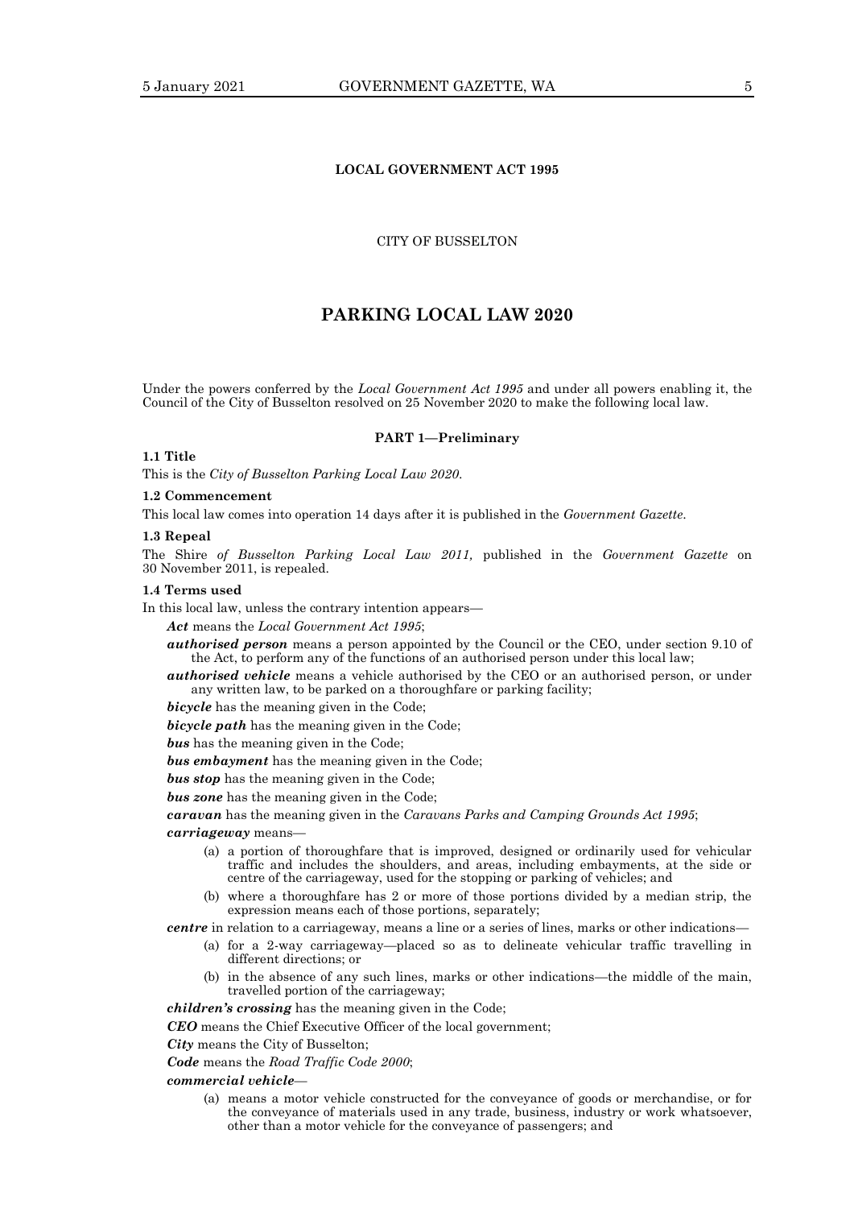**LOCAL GOVERNMENT ACT 1995**

CITY OF BUSSELTON

# PARKING LOCAL LAW 2020

Under the powers conferred by the *Local Government Act 1995* and under all powers enabling it, the Council of the City of Busselton resolved on 25 November 2020 to make the following local law.

## PART 1—Preliminary

**1.1 Title**

This is the *City of Busselton Parking Local Law 2020.*

**1.2 Commencement**

This local law comes into operation 14 days after it is published in the *Government Gazette.*

**1.3 Repeal**

The Shire *of Busselton Parking Local Law 2011,* published in the *Government Gazette* on 30 November 2011, is repealed.

**1.4 Terms used**

In this local law, unless the contrary intention appears—

***Act*** means the *Local Government Act 1995*;

***authorised person*** means a person appointed by the Council or the CEO, under section 9.10 of the Act, to perform any of the functions of an authorised person under this local law;

***authorised vehicle*** means a vehicle authorised by the CEO or an authorised person, or under any written law, to be parked on a thoroughfare or parking facility;

***bicycle*** has the meaning given in the Code;

***bicycle path*** has the meaning given in the Code;

***bus*** has the meaning given in the Code;

***bus embayment*** has the meaning given in the Code;

***bus stop*** has the meaning given in the Code;

***bus zone*** has the meaning given in the Code;

***caravan*** has the meaning given in the *Caravans Parks and Camping Grounds Act 1995*;

***carriageway*** means—

(a) a portion of thoroughfare that is improved, designed or ordinarily used for vehicular traffic and includes the shoulders, and areas, including embayments, at the side or centre of the carriageway, used for the stopping or parking of vehicles; and

(b) where a thoroughfare has 2 or more of those portions divided by a median strip, the expression means each of those portions, separately;

***centre*** in relation to a carriageway, means a line or a series of lines, marks or other indications—

(a) for a 2-way carriageway—placed so as to delineate vehicular traffic travelling in different directions; or

(b) in the absence of any such lines, marks or other indications—the middle of the main, travelled portion of the carriageway;

***children's crossing*** has the meaning given in the Code;

***CEO*** means the Chief Executive Officer of the local government;

***City*** means the City of Busselton;

***Code*** means the *Road Traffic Code 2000*;

***commercial vehicle***—

(a) means a motor vehicle constructed for the conveyance of goods or merchandise, or for the conveyance of materials used in any trade, business, industry or work whatsoever, other than a motor vehicle for the conveyance of passengers; and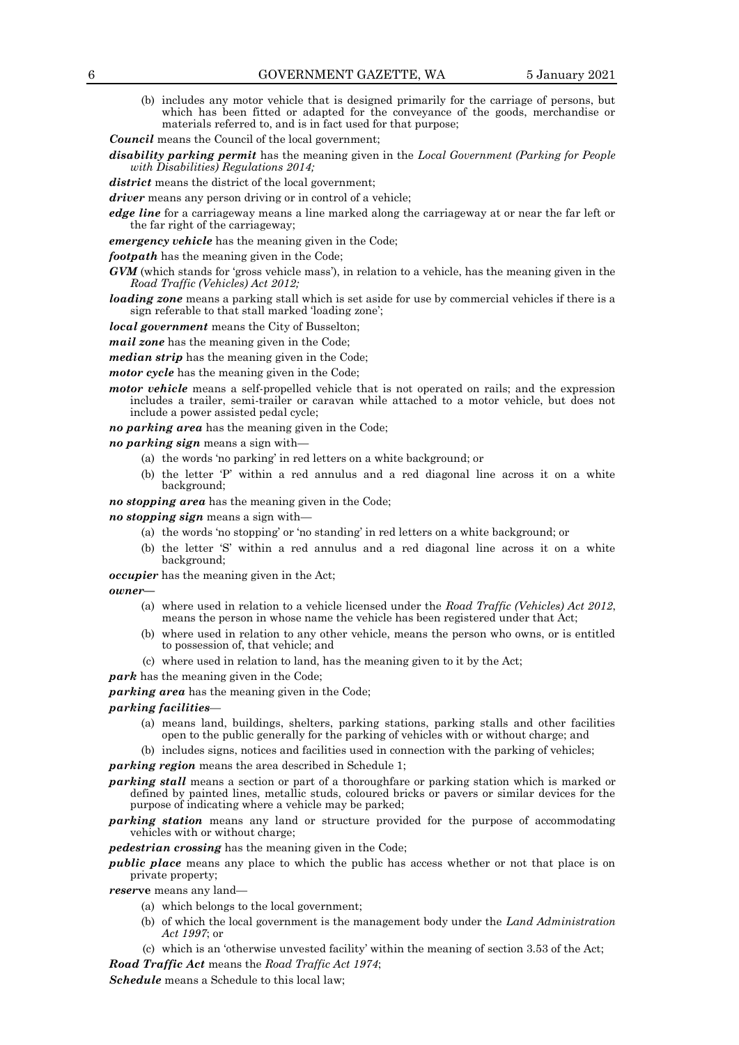(b) includes any motor vehicle that is designed primarily for the carriage of persons, but which has been fitted or adapted for the conveyance of the goods, merchandise or materials referred to, and is in fact used for that purpose;

***Council*** means the Council of the local government;

***disability parking permit*** has the meaning given in the *Local Government (Parking for People with Disabilities) Regulations 2014;*

***district*** means the district of the local government;

***driver*** means any person driving or in control of a vehicle;

***edge line*** for a carriageway means a line marked along the carriageway at or near the far left or the far right of the carriageway;

***emergency vehicle*** has the meaning given in the Code;

***footpath*** has the meaning given in the Code;

***GVM*** (which stands for 'gross vehicle mass'), in relation to a vehicle, has the meaning given in the *Road Traffic (Vehicles) Act 2012;*

***loading zone*** means a parking stall which is set aside for use by commercial vehicles if there is a sign referable to that stall marked 'loading zone';

***local government*** means the City of Busselton;

***mail zone*** has the meaning given in the Code;

***median strip*** has the meaning given in the Code;

***motor cycle*** has the meaning given in the Code;

***motor vehicle*** means a self-propelled vehicle that is not operated on rails; and the expression includes a trailer, semi-trailer or caravan while attached to a motor vehicle, but does not include a power assisted pedal cycle;

***no parking area*** has the meaning given in the Code;

***no parking sign*** means a sign with—

(a) the words 'no parking' in red letters on a white background; or

(b) the letter 'P' within a red annulus and a red diagonal line across it on a white background;

***no stopping area*** has the meaning given in the Code;

***no stopping sign*** means a sign with—

(a) the words 'no stopping' or 'no standing' in red letters on a white background; or

(b) the letter 'S' within a red annulus and a red diagonal line across it on a white background;

***occupier*** has the meaning given in the Act;

***owner***—

(a) where used in relation to a vehicle licensed under the *Road Traffic (Vehicles) Act 2012*, means the person in whose name the vehicle has been registered under that Act;

(b) where used in relation to any other vehicle, means the person who owns, or is entitled to possession of, that vehicle; and

(c) where used in relation to land, has the meaning given to it by the Act;

***park*** has the meaning given in the Code;

***parking area*** has the meaning given in the Code;

***parking facilities***—

(a) means land, buildings, shelters, parking stations, parking stalls and other facilities open to the public generally for the parking of vehicles with or without charge; and

(b) includes signs, notices and facilities used in connection with the parking of vehicles;

***parking region*** means the area described in Schedule 1;

***parking stall*** means a section or part of a thoroughfare or parking station which is marked or defined by painted lines, metallic studs, coloured bricks or pavers or similar devices for the purpose of indicating where a vehicle may be parked;

***parking station*** means any land or structure provided for the purpose of accommodating vehicles with or without charge;

***pedestrian crossing*** has the meaning given in the Code;

***public place*** means any place to which the public has access whether or not that place is on private property;

***reserve*** means any land—

(a) which belongs to the local government;

(b) of which the local government is the management body under the *Land Administration Act 1997*; or

(c) which is an 'otherwise unvested facility' within the meaning of section 3.53 of the Act;

***Road Traffic Act*** means the *Road Traffic Act 1974*;

***Schedule*** means a Schedule to this local law;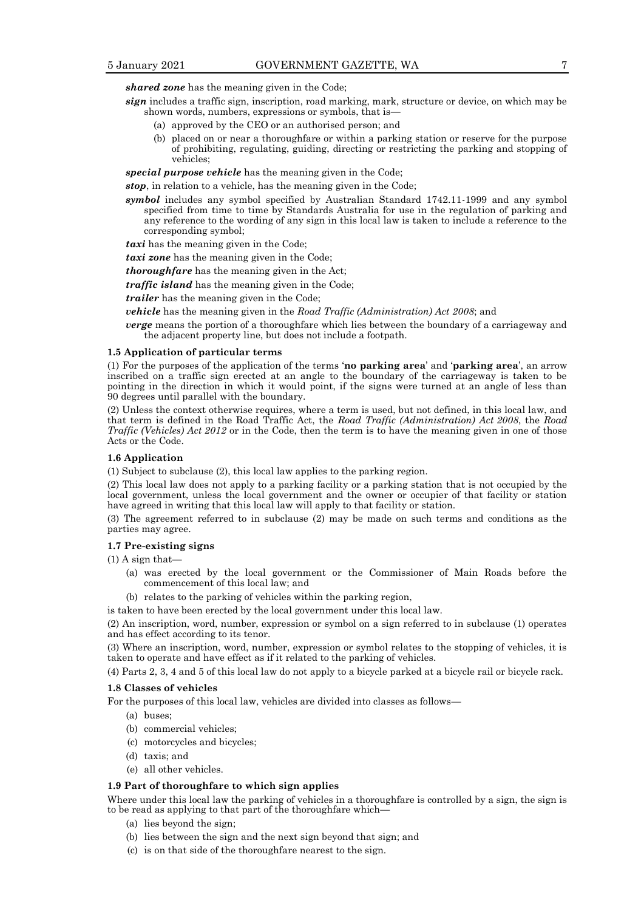***shared zone*** has the meaning given in the Code;

***sign*** includes a traffic sign, inscription, road marking, mark, structure or device, on which may be shown words, numbers, expressions or symbols, that is—

(a) approved by the CEO or an authorised person; and

(b) placed on or near a thoroughfare or within a parking station or reserve for the purpose of prohibiting, regulating, guiding, directing or restricting the parking and stopping of vehicles;

***special purpose vehicle*** has the meaning given in the Code;

***stop***, in relation to a vehicle, has the meaning given in the Code;

***symbol*** includes any symbol specified by Australian Standard 1742.11-1999 and any symbol specified from time to time by Standards Australia for use in the regulation of parking and any reference to the wording of any sign in this local law is taken to include a reference to the corresponding symbol;

***taxi*** has the meaning given in the Code;

***taxi zone*** has the meaning given in the Code;

***thoroughfare*** has the meaning given in the Act;

***traffic island*** has the meaning given in the Code;

***trailer*** has the meaning given in the Code;

***vehicle*** has the meaning given in the *Road Traffic (Administration) Act 2008*; and

***verge*** means the portion of a thoroughfare which lies between the boundary of a carriageway and the adjacent property line, but does not include a footpath.

**1.5 Application of particular terms**

(1) For the purposes of the application of the terms '**no parking area**' and '**parking area**', an arrow inscribed on a traffic sign erected at an angle to the boundary of the carriageway is taken to be pointing in the direction in which it would point, if the signs were turned at an angle of less than 90 degrees until parallel with the boundary.

(2) Unless the context otherwise requires, where a term is used, but not defined, in this local law, and that term is defined in the Road Traffic Act, the *Road Traffic (Administration) Act 2008*, the *Road Traffic (Vehicles) Act 2012* or in the Code, then the term is to have the meaning given in one of those Acts or the Code.

**1.6 Application**

(1) Subject to subclause (2), this local law applies to the parking region.

(2) This local law does not apply to a parking facility or a parking station that is not occupied by the local government, unless the local government and the owner or occupier of that facility or station have agreed in writing that this local law will apply to that facility or station.

(3) The agreement referred to in subclause (2) may be made on such terms and conditions as the parties may agree.

**1.7 Pre-existing signs**

(1) A sign that—

(a) was erected by the local government or the Commissioner of Main Roads before the commencement of this local law; and

(b) relates to the parking of vehicles within the parking region,

is taken to have been erected by the local government under this local law.

(2) An inscription, word, number, expression or symbol on a sign referred to in subclause (1) operates and has effect according to its tenor.

(3) Where an inscription, word, number, expression or symbol relates to the stopping of vehicles, it is taken to operate and have effect as if it related to the parking of vehicles.

(4) Parts 2, 3, 4 and 5 of this local law do not apply to a bicycle parked at a bicycle rail or bicycle rack.

**1.8 Classes of vehicles**

For the purposes of this local law, vehicles are divided into classes as follows—

(a) buses;

(b) commercial vehicles;

(c) motorcycles and bicycles;

(d) taxis; and

(e) all other vehicles.

**1.9 Part of thoroughfare to which sign applies**

Where under this local law the parking of vehicles in a thoroughfare is controlled by a sign, the sign is to be read as applying to that part of the thoroughfare which—

(a) lies beyond the sign;

(b) lies between the sign and the next sign beyond that sign; and

(c) is on that side of the thoroughfare nearest to the sign.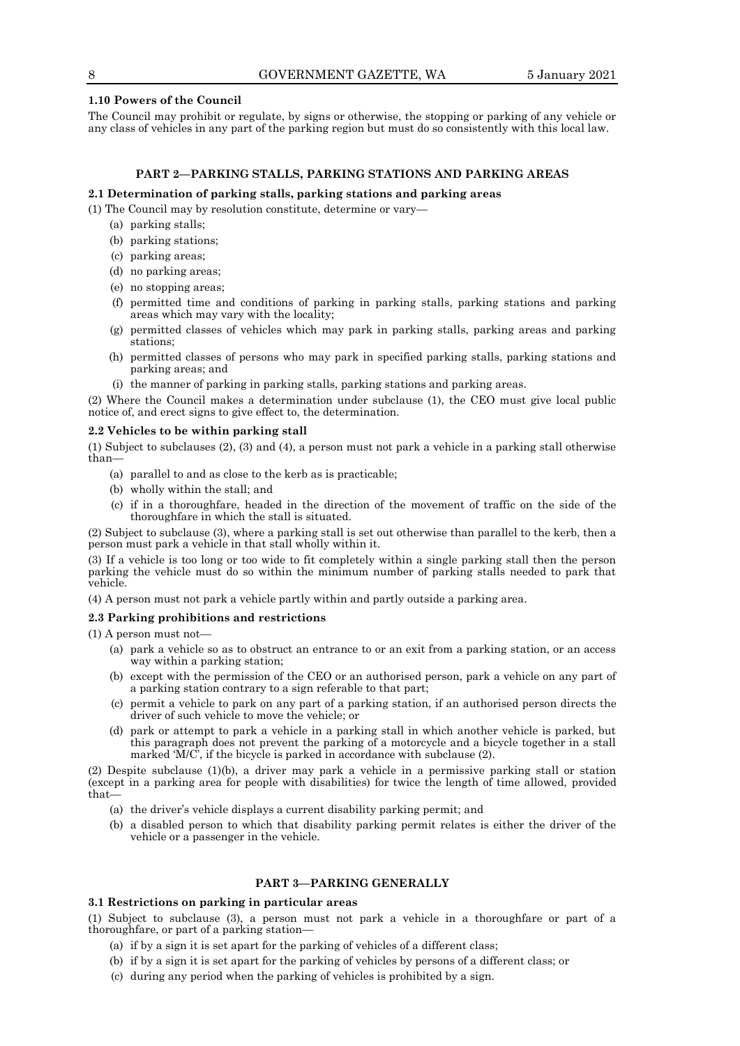### 1.10 Powers of the Council

The Council may prohibit or regulate, by signs or otherwise, the stopping or parking of any vehicle or any class of vehicles in any part of the parking region but must do so consistently with this local law.

## PART 2—PARKING STALLS, PARKING STATIONS AND PARKING AREAS

### 2.1 Determination of parking stalls, parking stations and parking areas

(1) The Council may by resolution constitute, determine or vary—

- (a) parking stalls;
- (b) parking stations;
- (c) parking areas;
- (d) no parking areas;
- (e) no stopping areas;
- (f) permitted time and conditions of parking in parking stalls, parking stations and parking areas which may vary with the locality;
- (g) permitted classes of vehicles which may park in parking stalls, parking areas and parking stations;
- (h) permitted classes of persons who may park in specified parking stalls, parking stations and parking areas; and
- (i) the manner of parking in parking stalls, parking stations and parking areas.

(2) Where the Council makes a determination under subclause (1), the CEO must give local public notice of, and erect signs to give effect to, the determination.

### 2.2 Vehicles to be within parking stall

(1) Subject to subclauses (2), (3) and (4), a person must not park a vehicle in a parking stall otherwise than—

- (a) parallel to and as close to the kerb as is practicable;
- (b) wholly within the stall; and
- (c) if in a thoroughfare, headed in the direction of the movement of traffic on the side of the thoroughfare in which the stall is situated.

(2) Subject to subclause (3), where a parking stall is set out otherwise than parallel to the kerb, then a person must park a vehicle in that stall wholly within it.

(3) If a vehicle is too long or too wide to fit completely within a single parking stall then the person parking the vehicle must do so within the minimum number of parking stalls needed to park that vehicle.

(4) A person must not park a vehicle partly within and partly outside a parking area.

### 2.3 Parking prohibitions and restrictions

(1) A person must not—

- (a) park a vehicle so as to obstruct an entrance to or an exit from a parking station, or an access way within a parking station;
- (b) except with the permission of the CEO or an authorised person, park a vehicle on any part of a parking station contrary to a sign referable to that part;
- (c) permit a vehicle to park on any part of a parking station, if an authorised person directs the driver of such vehicle to move the vehicle; or
- (d) park or attempt to park a vehicle in a parking stall in which another vehicle is parked, but this paragraph does not prevent the parking of a motorcycle and a bicycle together in a stall marked 'M/C', if the bicycle is parked in accordance with subclause (2).

(2) Despite subclause (1)(b), a driver may park a vehicle in a permissive parking stall or station (except in a parking area for people with disabilities) for twice the length of time allowed, provided that—

- (a) the driver's vehicle displays a current disability parking permit; and
- (b) a disabled person to which that disability parking permit relates is either the driver of the vehicle or a passenger in the vehicle.

## PART 3—PARKING GENERALLY

### 3.1 Restrictions on parking in particular areas

(1) Subject to subclause (3), a person must not park a vehicle in a thoroughfare or part of a thoroughfare, or part of a parking station—

- (a) if by a sign it is set apart for the parking of vehicles of a different class;
- (b) if by a sign it is set apart for the parking of vehicles by persons of a different class; or
- (c) during any period when the parking of vehicles is prohibited by a sign.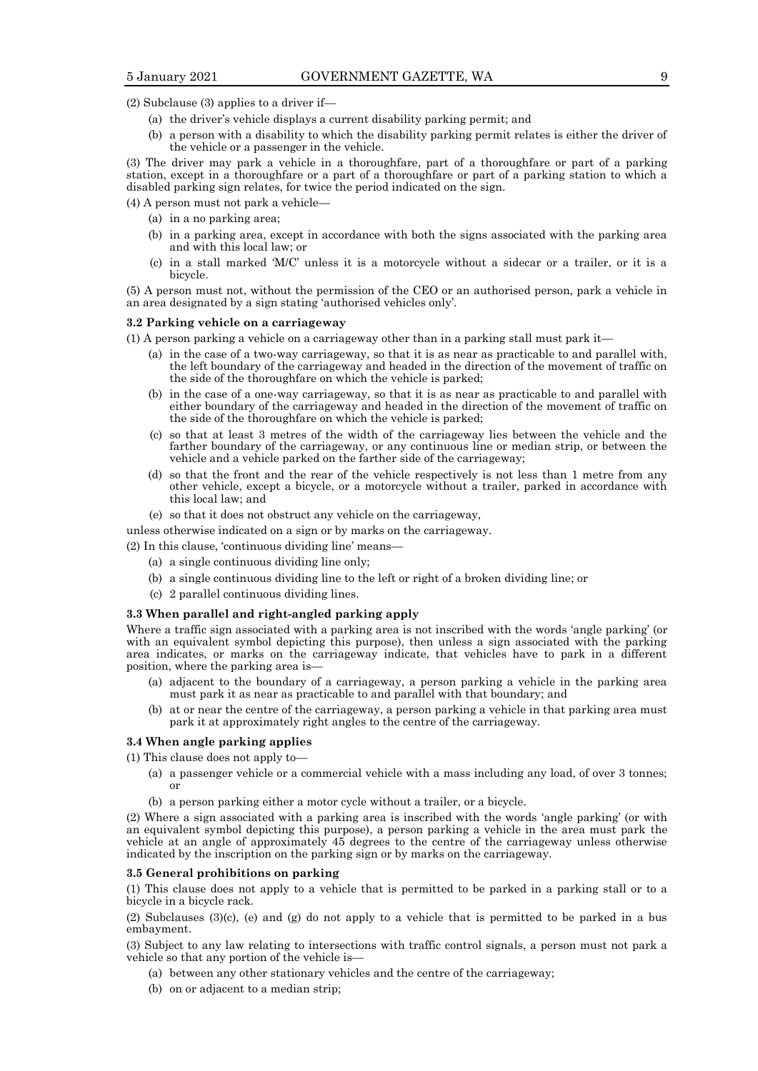(2) Subclause (3) applies to a driver if—

(a) the driver's vehicle displays a current disability parking permit; and

(b) a person with a disability to which the disability parking permit relates is either the driver of the vehicle or a passenger in the vehicle.

(3) The driver may park a vehicle in a thoroughfare, part of a thoroughfare or part of a parking station, except in a thoroughfare or a part of a thoroughfare or part of a parking station to which a disabled parking sign relates, for twice the period indicated on the sign.

(4) A person must not park a vehicle—

(a) in a no parking area;

(b) in a parking area, except in accordance with both the signs associated with the parking area and with this local law; or

(c) in a stall marked 'M/C' unless it is a motorcycle without a sidecar or a trailer, or it is a bicycle.

(5) A person must not, without the permission of the CEO or an authorised person, park a vehicle in an area designated by a sign stating 'authorised vehicles only'.

### 3.2 Parking vehicle on a carriageway

(1) A person parking a vehicle on a carriageway other than in a parking stall must park it—

(a) in the case of a two-way carriageway, so that it is as near as practicable to and parallel with, the left boundary of the carriageway and headed in the direction of the movement of traffic on the side of the thoroughfare on which the vehicle is parked;

(b) in the case of a one-way carriageway, so that it is as near as practicable to and parallel with either boundary of the carriageway and headed in the direction of the movement of traffic on the side of the thoroughfare on which the vehicle is parked;

(c) so that at least 3 metres of the width of the carriageway lies between the vehicle and the farther boundary of the carriageway, or any continuous line or median strip, or between the vehicle and a vehicle parked on the farther side of the carriageway;

(d) so that the front and the rear of the vehicle respectively is not less than 1 metre from any other vehicle, except a bicycle, or a motorcycle without a trailer, parked in accordance with this local law; and

(e) so that it does not obstruct any vehicle on the carriageway,

unless otherwise indicated on a sign or by marks on the carriageway.

(2) In this clause, 'continuous dividing line' means—

(a) a single continuous dividing line only;

(b) a single continuous dividing line to the left or right of a broken dividing line; or

(c) 2 parallel continuous dividing lines.

### 3.3 When parallel and right-angled parking apply

Where a traffic sign associated with a parking area is not inscribed with the words 'angle parking' (or with an equivalent symbol depicting this purpose), then unless a sign associated with the parking area indicates, or marks on the carriageway indicate, that vehicles have to park in a different position, where the parking area is—

(a) adjacent to the boundary of a carriageway, a person parking a vehicle in the parking area must park it as near as practicable to and parallel with that boundary; and

(b) at or near the centre of the carriageway, a person parking a vehicle in that parking area must park it at approximately right angles to the centre of the carriageway.

### 3.4 When angle parking applies

(1) This clause does not apply to—

(a) a passenger vehicle or a commercial vehicle with a mass including any load, of over 3 tonnes; or

(b) a person parking either a motor cycle without a trailer, or a bicycle.

(2) Where a sign associated with a parking area is inscribed with the words 'angle parking' (or with an equivalent symbol depicting this purpose), a person parking a vehicle in the area must park the vehicle at an angle of approximately 45 degrees to the centre of the carriageway unless otherwise indicated by the inscription on the parking sign or by marks on the carriageway.

### 3.5 General prohibitions on parking

(1) This clause does not apply to a vehicle that is permitted to be parked in a parking stall or to a bicycle in a bicycle rack.

(2) Subclauses (3)(c), (e) and (g) do not apply to a vehicle that is permitted to be parked in a bus embayment.

(3) Subject to any law relating to intersections with traffic control signals, a person must not park a vehicle so that any portion of the vehicle is—

(a) between any other stationary vehicles and the centre of the carriageway;

(b) on or adjacent to a median strip;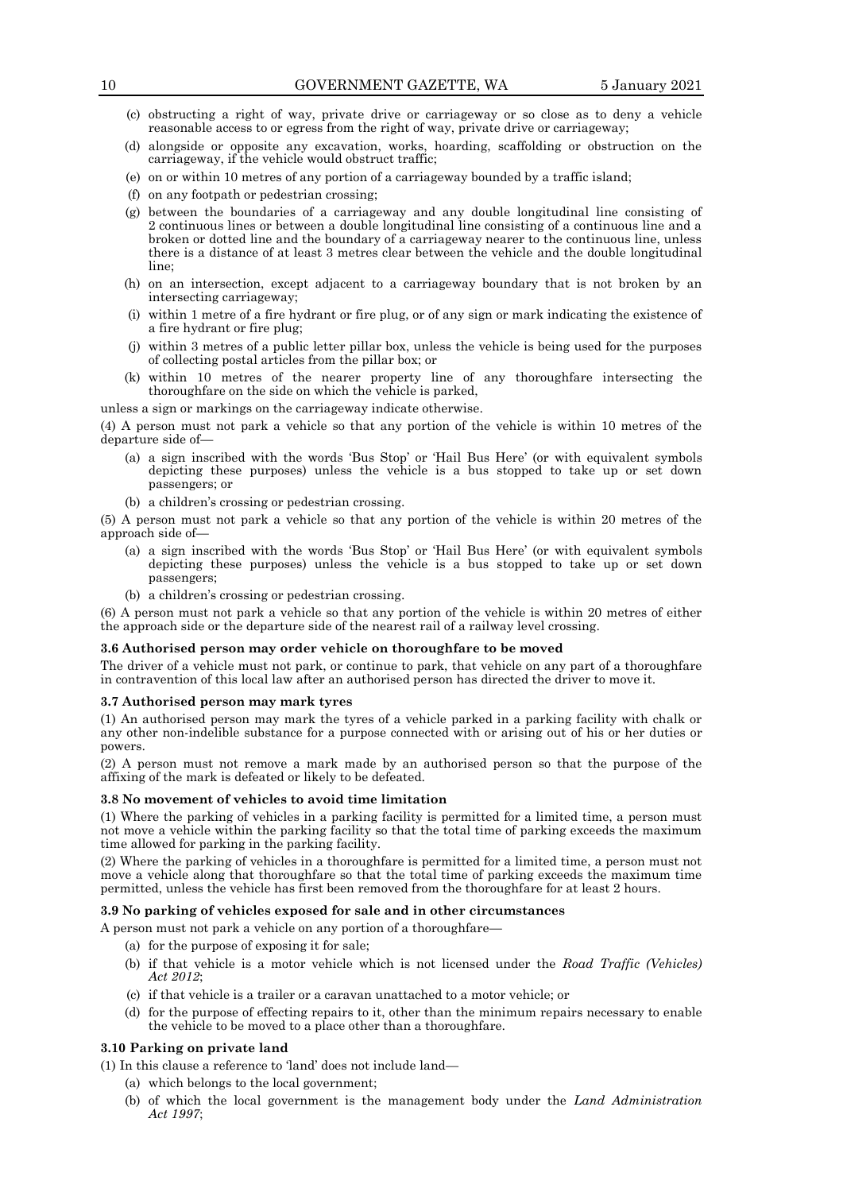(c) obstructing a right of way, private drive or carriageway or so close as to deny a vehicle reasonable access to or egress from the right of way, private drive or carriageway;

(d) alongside or opposite any excavation, works, hoarding, scaffolding or obstruction on the carriageway, if the vehicle would obstruct traffic;

(e) on or within 10 metres of any portion of a carriageway bounded by a traffic island;

(f) on any footpath or pedestrian crossing;

(g) between the boundaries of a carriageway and any double longitudinal line consisting of 2 continuous lines or between a double longitudinal line consisting of a continuous line and a broken or dotted line and the boundary of a carriageway nearer to the continuous line, unless there is a distance of at least 3 metres clear between the vehicle and the double longitudinal line;

(h) on an intersection, except adjacent to a carriageway boundary that is not broken by an intersecting carriageway;

(i) within 1 metre of a fire hydrant or fire plug, or of any sign or mark indicating the existence of a fire hydrant or fire plug;

(j) within 3 metres of a public letter pillar box, unless the vehicle is being used for the purposes of collecting postal articles from the pillar box; or

(k) within 10 metres of the nearer property line of any thoroughfare intersecting the thoroughfare on the side on which the vehicle is parked,

unless a sign or markings on the carriageway indicate otherwise.

(4) A person must not park a vehicle so that any portion of the vehicle is within 10 metres of the departure side of—

(a) a sign inscribed with the words 'Bus Stop' or 'Hail Bus Here' (or with equivalent symbols depicting these purposes) unless the vehicle is a bus stopped to take up or set down passengers; or

(b) a children's crossing or pedestrian crossing.

(5) A person must not park a vehicle so that any portion of the vehicle is within 20 metres of the approach side of—

(a) a sign inscribed with the words 'Bus Stop' or 'Hail Bus Here' (or with equivalent symbols depicting these purposes) unless the vehicle is a bus stopped to take up or set down passengers;

(b) a children's crossing or pedestrian crossing.

(6) A person must not park a vehicle so that any portion of the vehicle is within 20 metres of either the approach side or the departure side of the nearest rail of a railway level crossing.

**3.6 Authorised person may order vehicle on thoroughfare to be moved**

The driver of a vehicle must not park, or continue to park, that vehicle on any part of a thoroughfare in contravention of this local law after an authorised person has directed the driver to move it.

**3.7 Authorised person may mark tyres**

(1) An authorised person may mark the tyres of a vehicle parked in a parking facility with chalk or any other non-indelible substance for a purpose connected with or arising out of his or her duties or powers.

(2) A person must not remove a mark made by an authorised person so that the purpose of the affixing of the mark is defeated or likely to be defeated.

**3.8 No movement of vehicles to avoid time limitation**

(1) Where the parking of vehicles in a parking facility is permitted for a limited time, a person must not move a vehicle within the parking facility so that the total time of parking exceeds the maximum time allowed for parking in the parking facility.

(2) Where the parking of vehicles in a thoroughfare is permitted for a limited time, a person must not move a vehicle along that thoroughfare so that the total time of parking exceeds the maximum time permitted, unless the vehicle has first been removed from the thoroughfare for at least 2 hours.

**3.9 No parking of vehicles exposed for sale and in other circumstances**

A person must not park a vehicle on any portion of a thoroughfare—

(a) for the purpose of exposing it for sale;

(b) if that vehicle is a motor vehicle which is not licensed under the *Road Traffic (Vehicles) Act 2012*;

(c) if that vehicle is a trailer or a caravan unattached to a motor vehicle; or

(d) for the purpose of effecting repairs to it, other than the minimum repairs necessary to enable the vehicle to be moved to a place other than a thoroughfare.

**3.10 Parking on private land**

(1) In this clause a reference to 'land' does not include land—

(a) which belongs to the local government;

(b) of which the local government is the management body under the *Land Administration Act 1997*;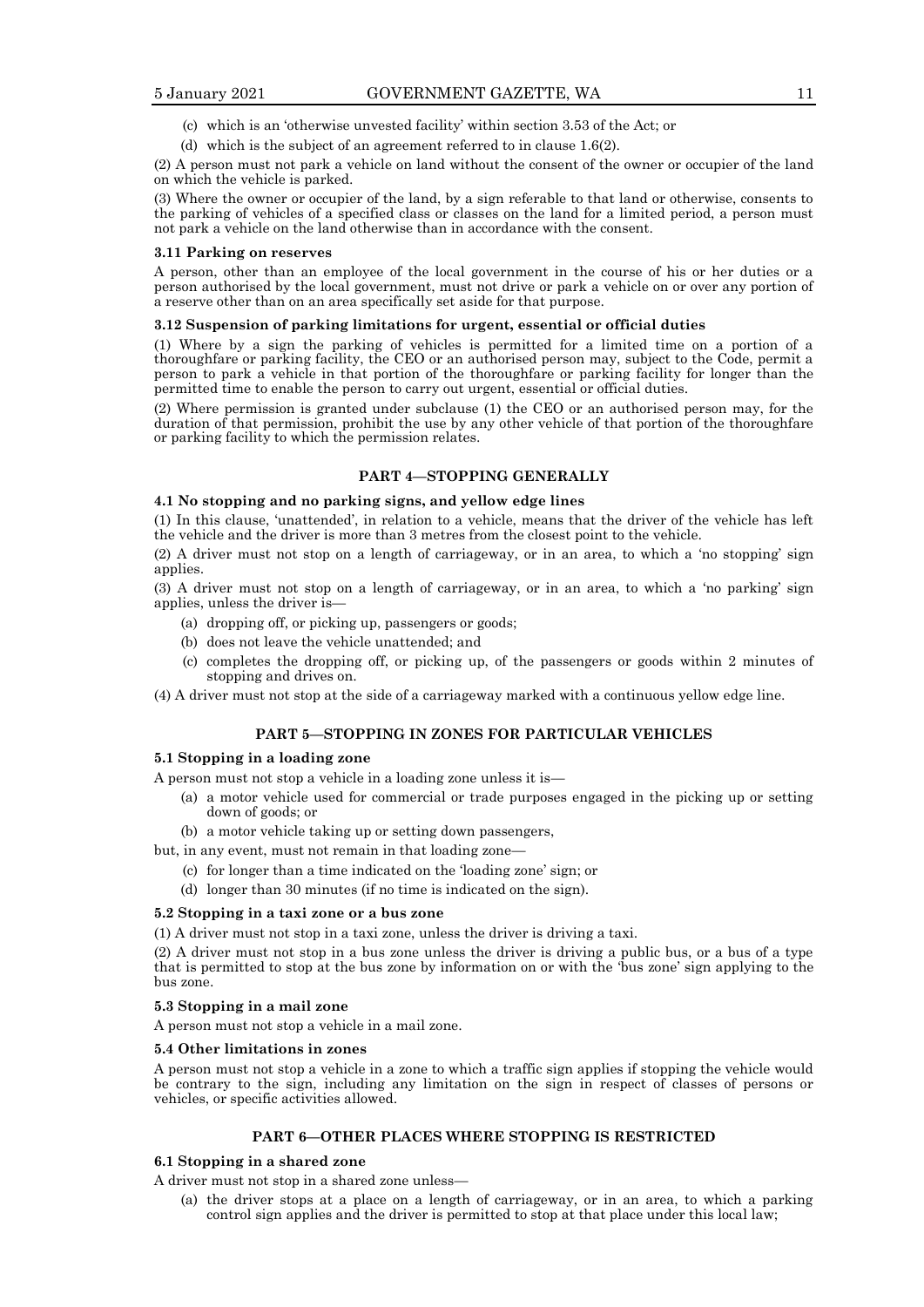(c) which is an 'otherwise unvested facility' within section 3.53 of the Act; or

(d) which is the subject of an agreement referred to in clause 1.6(2).

(2) A person must not park a vehicle on land without the consent of the owner or occupier of the land on which the vehicle is parked.

(3) Where the owner or occupier of the land, by a sign referable to that land or otherwise, consents to the parking of vehicles of a specified class or classes on the land for a limited period, a person must not park a vehicle on the land otherwise than in accordance with the consent.

**3.11 Parking on reserves**

A person, other than an employee of the local government in the course of his or her duties or a person authorised by the local government, must not drive or park a vehicle on or over any portion of a reserve other than on an area specifically set aside for that purpose.

**3.12 Suspension of parking limitations for urgent, essential or official duties**

(1) Where by a sign the parking of vehicles is permitted for a limited time on a portion of a thoroughfare or parking facility, the CEO or an authorised person may, subject to the Code, permit a person to park a vehicle in that portion of the thoroughfare or parking facility for longer than the permitted time to enable the person to carry out urgent, essential or official duties.

(2) Where permission is granted under subclause (1) the CEO or an authorised person may, for the duration of that permission, prohibit the use by any other vehicle of that portion of the thoroughfare or parking facility to which the permission relates.

## PART 4—STOPPING GENERALLY

**4.1 No stopping and no parking signs, and yellow edge lines**

(1) In this clause, 'unattended', in relation to a vehicle, means that the driver of the vehicle has left the vehicle and the driver is more than 3 metres from the closest point to the vehicle.

(2) A driver must not stop on a length of carriageway, or in an area, to which a 'no stopping' sign applies.

(3) A driver must not stop on a length of carriageway, or in an area, to which a 'no parking' sign applies, unless the driver is—

(a) dropping off, or picking up, passengers or goods;

(b) does not leave the vehicle unattended; and

(c) completes the dropping off, or picking up, of the passengers or goods within 2 minutes of stopping and drives on.

(4) A driver must not stop at the side of a carriageway marked with a continuous yellow edge line.

## PART 5—STOPPING IN ZONES FOR PARTICULAR VEHICLES

**5.1 Stopping in a loading zone**

A person must not stop a vehicle in a loading zone unless it is—

(a) a motor vehicle used for commercial or trade purposes engaged in the picking up or setting down of goods; or

(b) a motor vehicle taking up or setting down passengers,

but, in any event, must not remain in that loading zone—

(c) for longer than a time indicated on the 'loading zone' sign; or

(d) longer than 30 minutes (if no time is indicated on the sign).

**5.2 Stopping in a taxi zone or a bus zone**

(1) A driver must not stop in a taxi zone, unless the driver is driving a taxi.

(2) A driver must not stop in a bus zone unless the driver is driving a public bus, or a bus of a type that is permitted to stop at the bus zone by information on or with the 'bus zone' sign applying to the bus zone.

**5.3 Stopping in a mail zone**

A person must not stop a vehicle in a mail zone.

**5.4 Other limitations in zones**

A person must not stop a vehicle in a zone to which a traffic sign applies if stopping the vehicle would be contrary to the sign, including any limitation on the sign in respect of classes of persons or vehicles, or specific activities allowed.

## PART 6—OTHER PLACES WHERE STOPPING IS RESTRICTED

**6.1 Stopping in a shared zone**

A driver must not stop in a shared zone unless—

(a) the driver stops at a place on a length of carriageway, or in an area, to which a parking control sign applies and the driver is permitted to stop at that place under this local law;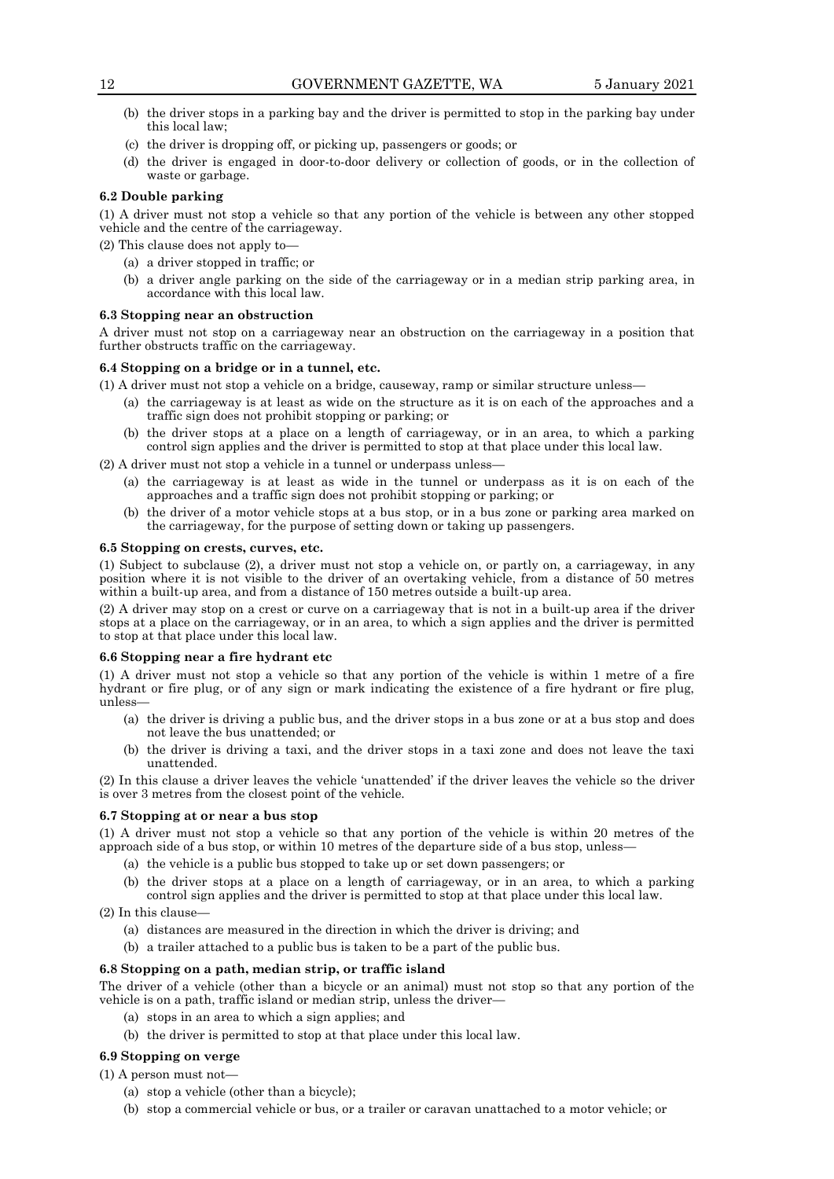(b) the driver stops in a parking bay and the driver is permitted to stop in the parking bay under this local law;

(c) the driver is dropping off, or picking up, passengers or goods; or

(d) the driver is engaged in door-to-door delivery or collection of goods, or in the collection of waste or garbage.

**6.2 Double parking**

(1) A driver must not stop a vehicle so that any portion of the vehicle is between any other stopped vehicle and the centre of the carriageway.

(2) This clause does not apply to—

(a) a driver stopped in traffic; or

(b) a driver angle parking on the side of the carriageway or in a median strip parking area, in accordance with this local law.

**6.3 Stopping near an obstruction**

A driver must not stop on a carriageway near an obstruction on the carriageway in a position that further obstructs traffic on the carriageway.

**6.4 Stopping on a bridge or in a tunnel, etc.**

(1) A driver must not stop a vehicle on a bridge, causeway, ramp or similar structure unless—

(a) the carriageway is at least as wide on the structure as it is on each of the approaches and a traffic sign does not prohibit stopping or parking; or

(b) the driver stops at a place on a length of carriageway, or in an area, to which a parking control sign applies and the driver is permitted to stop at that place under this local law.

(2) A driver must not stop a vehicle in a tunnel or underpass unless—

(a) the carriageway is at least as wide in the tunnel or underpass as it is on each of the approaches and a traffic sign does not prohibit stopping or parking; or

(b) the driver of a motor vehicle stops at a bus stop, or in a bus zone or parking area marked on the carriageway, for the purpose of setting down or taking up passengers.

**6.5 Stopping on crests, curves, etc.**

(1) Subject to subclause (2), a driver must not stop a vehicle on, or partly on, a carriageway, in any position where it is not visible to the driver of an overtaking vehicle, from a distance of 50 metres within a built-up area, and from a distance of 150 metres outside a built-up area.

(2) A driver may stop on a crest or curve on a carriageway that is not in a built-up area if the driver stops at a place on the carriageway, or in an area, to which a sign applies and the driver is permitted to stop at that place under this local law.

**6.6 Stopping near a fire hydrant etc**

(1) A driver must not stop a vehicle so that any portion of the vehicle is within 1 metre of a fire hydrant or fire plug, or of any sign or mark indicating the existence of a fire hydrant or fire plug, unless—

(a) the driver is driving a public bus, and the driver stops in a bus zone or at a bus stop and does not leave the bus unattended; or

(b) the driver is driving a taxi, and the driver stops in a taxi zone and does not leave the taxi unattended.

(2) In this clause a driver leaves the vehicle 'unattended' if the driver leaves the vehicle so the driver is over 3 metres from the closest point of the vehicle.

**6.7 Stopping at or near a bus stop**

(1) A driver must not stop a vehicle so that any portion of the vehicle is within 20 metres of the approach side of a bus stop, or within 10 metres of the departure side of a bus stop, unless—

(a) the vehicle is a public bus stopped to take up or set down passengers; or

(b) the driver stops at a place on a length of carriageway, or in an area, to which a parking control sign applies and the driver is permitted to stop at that place under this local law.

(2) In this clause—

(a) distances are measured in the direction in which the driver is driving; and

(b) a trailer attached to a public bus is taken to be a part of the public bus.

**6.8 Stopping on a path, median strip, or traffic island**

The driver of a vehicle (other than a bicycle or an animal) must not stop so that any portion of the vehicle is on a path, traffic island or median strip, unless the driver—

(a) stops in an area to which a sign applies; and

(b) the driver is permitted to stop at that place under this local law.

**6.9 Stopping on verge**

(1) A person must not—

(a) stop a vehicle (other than a bicycle);

(b) stop a commercial vehicle or bus, or a trailer or caravan unattached to a motor vehicle; or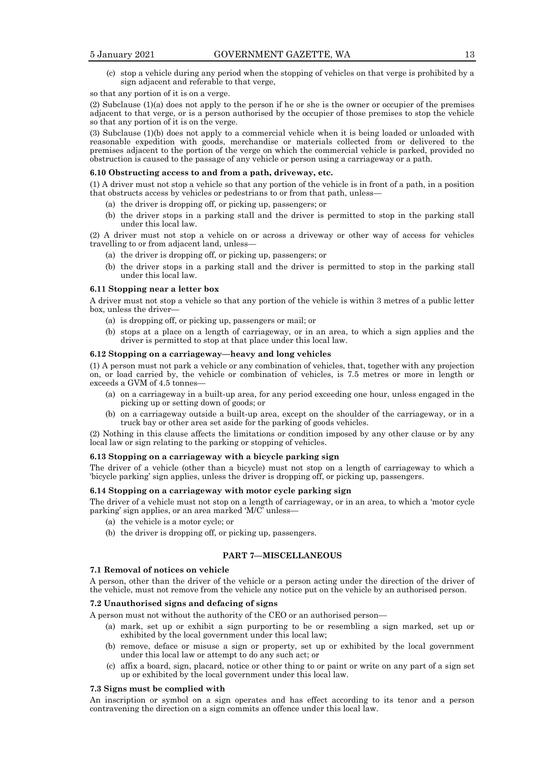(c) stop a vehicle during any period when the stopping of vehicles on that verge is prohibited by a sign adjacent and referable to that verge,

so that any portion of it is on a verge.

(2) Subclause (1)(a) does not apply to the person if he or she is the owner or occupier of the premises adjacent to that verge, or is a person authorised by the occupier of those premises to stop the vehicle so that any portion of it is on the verge.

(3) Subclause (1)(b) does not apply to a commercial vehicle when it is being loaded or unloaded with reasonable expedition with goods, merchandise or materials collected from or delivered to the premises adjacent to the portion of the verge on which the commercial vehicle is parked, provided no obstruction is caused to the passage of any vehicle or person using a carriageway or a path.

**6.10 Obstructing access to and from a path, driveway, etc.**

(1) A driver must not stop a vehicle so that any portion of the vehicle is in front of a path, in a position that obstructs access by vehicles or pedestrians to or from that path, unless—

(a) the driver is dropping off, or picking up, passengers; or

(b) the driver stops in a parking stall and the driver is permitted to stop in the parking stall under this local law.

(2) A driver must not stop a vehicle on or across a driveway or other way of access for vehicles travelling to or from adjacent land, unless—

(a) the driver is dropping off, or picking up, passengers; or

(b) the driver stops in a parking stall and the driver is permitted to stop in the parking stall under this local law.

**6.11 Stopping near a letter box**

A driver must not stop a vehicle so that any portion of the vehicle is within 3 metres of a public letter box, unless the driver—

(a) is dropping off, or picking up, passengers or mail; or

(b) stops at a place on a length of carriageway, or in an area, to which a sign applies and the driver is permitted to stop at that place under this local law.

**6.12 Stopping on a carriageway—heavy and long vehicles**

(1) A person must not park a vehicle or any combination of vehicles, that, together with any projection on, or load carried by, the vehicle or combination of vehicles, is 7.5 metres or more in length or exceeds a GVM of 4.5 tonnes—

(a) on a carriageway in a built-up area, for any period exceeding one hour, unless engaged in the picking up or setting down of goods; or

(b) on a carriageway outside a built-up area, except on the shoulder of the carriageway, or in a truck bay or other area set aside for the parking of goods vehicles.

(2) Nothing in this clause affects the limitations or condition imposed by any other clause or by any local law or sign relating to the parking or stopping of vehicles.

**6.13 Stopping on a carriageway with a bicycle parking sign**

The driver of a vehicle (other than a bicycle) must not stop on a length of carriageway to which a 'bicycle parking' sign applies, unless the driver is dropping off, or picking up, passengers.

**6.14 Stopping on a carriageway with motor cycle parking sign**

The driver of a vehicle must not stop on a length of carriageway, or in an area, to which a 'motor cycle parking' sign applies, or an area marked 'M/C' unless—

(a) the vehicle is a motor cycle; or

(b) the driver is dropping off, or picking up, passengers.

## PART 7—MISCELLANEOUS

**7.1 Removal of notices on vehicle**

A person, other than the driver of the vehicle or a person acting under the direction of the driver of the vehicle, must not remove from the vehicle any notice put on the vehicle by an authorised person.

**7.2 Unauthorised signs and defacing of signs**

A person must not without the authority of the CEO or an authorised person—

(a) mark, set up or exhibit a sign purporting to be or resembling a sign marked, set up or exhibited by the local government under this local law;

(b) remove, deface or misuse a sign or property, set up or exhibited by the local government under this local law or attempt to do any such act; or

(c) affix a board, sign, placard, notice or other thing to or paint or write on any part of a sign set up or exhibited by the local government under this local law.

**7.3 Signs must be complied with**

An inscription or symbol on a sign operates and has effect according to its tenor and a person contravening the direction on a sign commits an offence under this local law.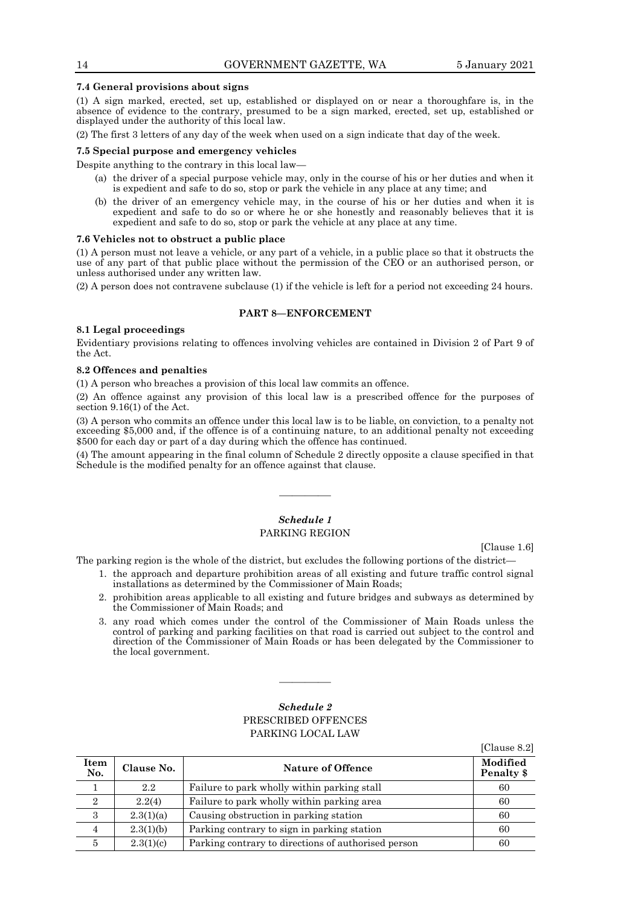#### 7.4 General provisions about signs

(1) A sign marked, erected, set up, established or displayed on or near a thoroughfare is, in the absence of evidence to the contrary, presumed to be a sign marked, erected, set up, established or displayed under the authority of this local law.

(2) The first 3 letters of any day of the week when used on a sign indicate that day of the week.

#### 7.5 Special purpose and emergency vehicles

Despite anything to the contrary in this local law—

- (a) the driver of a special purpose vehicle may, only in the course of his or her duties and when it is expedient and safe to do so, stop or park the vehicle in any place at any time; and
- (b) the driver of an emergency vehicle may, in the course of his or her duties and when it is expedient and safe to do so or where he or she honestly and reasonably believes that it is expedient and safe to do so, stop or park the vehicle at any place at any time.

#### 7.6 Vehicles not to obstruct a public place

(1) A person must not leave a vehicle, or any part of a vehicle, in a public place so that it obstructs the use of any part of that public place without the permission of the CEO or an authorised person, or unless authorised under any written law.

(2) A person does not contravene subclause (1) if the vehicle is left for a period not exceeding 24 hours.

## PART 8—ENFORCEMENT

#### 8.1 Legal proceedings

Evidentiary provisions relating to offences involving vehicles are contained in Division 2 of Part 9 of the Act.

#### 8.2 Offences and penalties

(1) A person who breaches a provision of this local law commits an offence.

(2) An offence against any provision of this local law is a prescribed offence for the purposes of section 9.16(1) of the Act.

(3) A person who commits an offence under this local law is to be liable, on conviction, to a penalty not exceeding $5,000 and, if the offence is of a continuing nature, to an additional penalty not exceeding $500 for each day or part of a day during which the offence has continued.

(4) The amount appearing in the final column of Schedule 2 directly opposite a clause specified in that Schedule is the modified penalty for an offence against that clause.

———————

## *Schedule 1*
## PARKING REGION

[Clause 1.6]

The parking region is the whole of the district, but excludes the following portions of the district—

1. the approach and departure prohibition areas of all existing and future traffic control signal installations as determined by the Commissioner of Main Roads;
2. prohibition areas applicable to all existing and future bridges and subways as determined by the Commissioner of Main Roads; and
3. any road which comes under the control of the Commissioner of Main Roads unless the control of parking and parking facilities on that road is carried out subject to the control and direction of the Commissioner of Main Roads or has been delegated by the Commissioner to the local government.

———————

## *Schedule 2*
## PRESCRIBED OFFENCES
## PARKING LOCAL LAW

[Clause 8.2]

| Item No. | Clause No. | Nature of Offence | Modified Penalty $ |
|---|---|---|---|
| 1 | 2.2 | Failure to park wholly within parking stall | 60 |
| 2 | 2.2(4) | Failure to park wholly within parking area | 60 |
| 3 | 2.3(1)(a) | Causing obstruction in parking station | 60 |
| 4 | 2.3(1)(b) | Parking contrary to sign in parking station | 60 |
| 5 | 2.3(1)(c) | Parking contrary to directions of authorised person | 60 |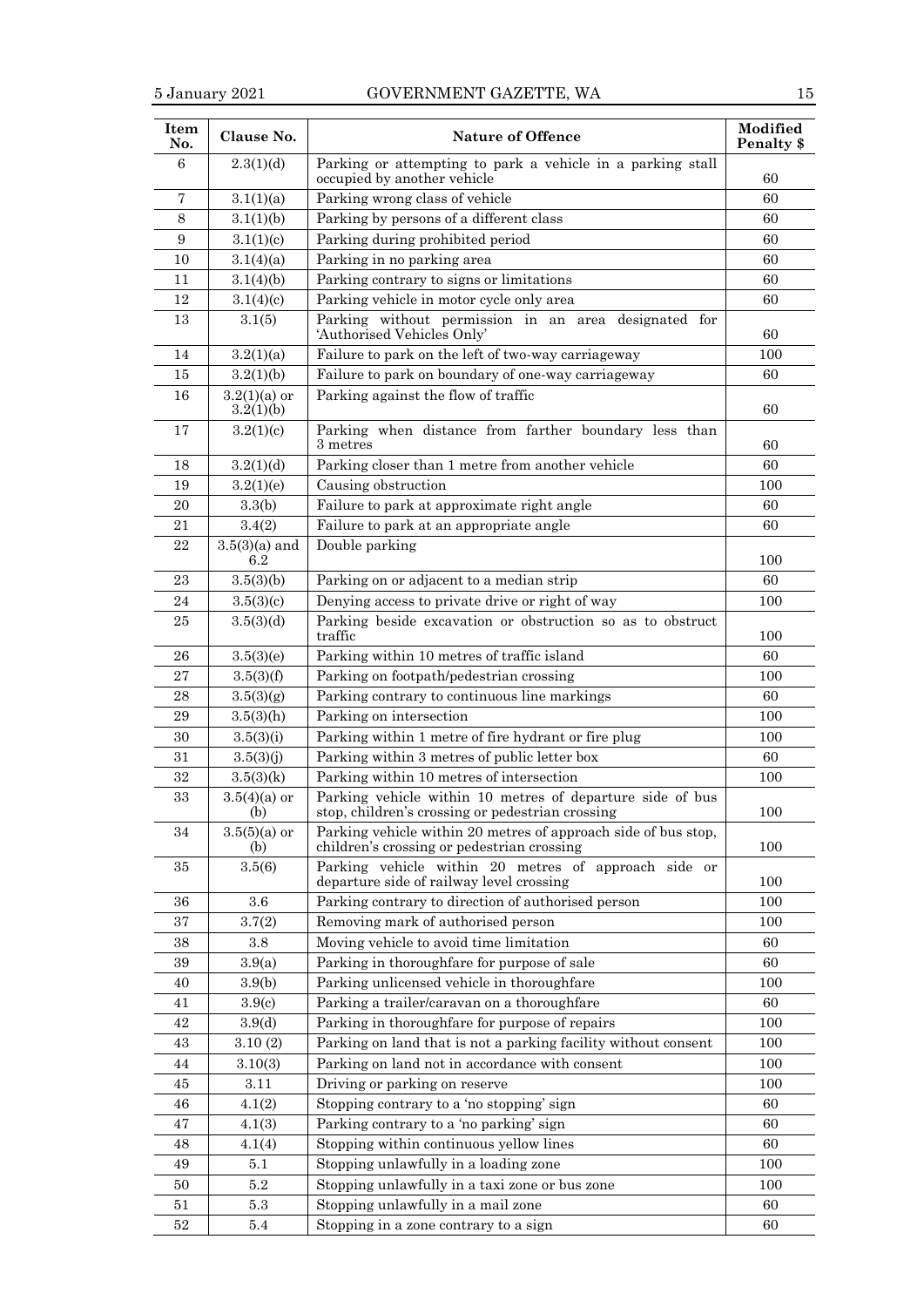| Item No. | Clause No. | Nature of Offence | Modified Penalty $ |
|---|---|---|---|
| 6 | 2.3(1)(d) | Parking or attempting to park a vehicle in a parking stall occupied by another vehicle | 60 |
| 7 | 3.1(1)(a) | Parking wrong class of vehicle | 60 |
| 8 | 3.1(1)(b) | Parking by persons of a different class | 60 |
| 9 | 3.1(1)(c) | Parking during prohibited period | 60 |
| 10 | 3.1(4)(a) | Parking in no parking area | 60 |
| 11 | 3.1(4)(b) | Parking contrary to signs or limitations | 60 |
| 12 | 3.1(4)(c) | Parking vehicle in motor cycle only area | 60 |
| 13 | 3.1(5) | Parking without permission in an area designated for 'Authorised Vehicles Only' | 60 |
| 14 | 3.2(1)(a) | Failure to park on the left of two-way carriageway | 100 |
| 15 | 3.2(1)(b) | Failure to park on boundary of one-way carriageway | 60 |
| 16 | 3.2(1)(a) or 3.2(1)(b) | Parking against the flow of traffic | 60 |
| 17 | 3.2(1)(c) | Parking when distance from farther boundary less than 3 metres | 60 |
| 18 | 3.2(1)(d) | Parking closer than 1 metre from another vehicle | 60 |
| 19 | 3.2(1)(e) | Causing obstruction | 100 |
| 20 | 3.3(b) | Failure to park at approximate right angle | 60 |
| 21 | 3.4(2) | Failure to park at an appropriate angle | 60 |
| 22 | 3.5(3)(a) and 6.2 | Double parking | 100 |
| 23 | 3.5(3)(b) | Parking on or adjacent to a median strip | 60 |
| 24 | 3.5(3)(c) | Denying access to private drive or right of way | 100 |
| 25 | 3.5(3)(d) | Parking beside excavation or obstruction so as to obstruct traffic | 100 |
| 26 | 3.5(3)(e) | Parking within 10 metres of traffic island | 60 |
| 27 | 3.5(3)(f) | Parking on footpath/pedestrian crossing | 100 |
| 28 | 3.5(3)(g) | Parking contrary to continuous line markings | 60 |
| 29 | 3.5(3)(h) | Parking on intersection | 100 |
| 30 | 3.5(3)(i) | Parking within 1 metre of fire hydrant or fire plug | 100 |
| 31 | 3.5(3)(j) | Parking within 3 metres of public letter box | 60 |
| 32 | 3.5(3)(k) | Parking within 10 metres of intersection | 100 |
| 33 | 3.5(4)(a) or (b) | Parking vehicle within 10 metres of departure side of bus stop, children's crossing or pedestrian crossing | 100 |
| 34 | 3.5(5)(a) or (b) | Parking vehicle within 20 metres of approach side of bus stop, children's crossing or pedestrian crossing | 100 |
| 35 | 3.5(6) | Parking vehicle within 20 metres of approach side or departure side of railway level crossing | 100 |
| 36 | 3.6 | Parking contrary to direction of authorised person | 100 |
| 37 | 3.7(2) | Removing mark of authorised person | 100 |
| 38 | 3.8 | Moving vehicle to avoid time limitation | 60 |
| 39 | 3.9(a) | Parking in thoroughfare for purpose of sale | 60 |
| 40 | 3.9(b) | Parking unlicensed vehicle in thoroughfare | 100 |
| 41 | 3.9(c) | Parking a trailer/caravan on a thoroughfare | 60 |
| 42 | 3.9(d) | Parking in thoroughfare for purpose of repairs | 100 |
| 43 | 3.10 (2) | Parking on land that is not a parking facility without consent | 100 |
| 44 | 3.10(3) | Parking on land not in accordance with consent | 100 |
| 45 | 3.11 | Driving or parking on reserve | 100 |
| 46 | 4.1(2) | Stopping contrary to a 'no stopping' sign | 60 |
| 47 | 4.1(3) | Parking contrary to a 'no parking' sign | 60 |
| 48 | 4.1(4) | Stopping within continuous yellow lines | 60 |
| 49 | 5.1 | Stopping unlawfully in a loading zone | 100 |
| 50 | 5.2 | Stopping unlawfully in a taxi zone or bus zone | 100 |
| 51 | 5.3 | Stopping unlawfully in a mail zone | 60 |
| 52 | 5.4 | Stopping in a zone contrary to a sign | 60 |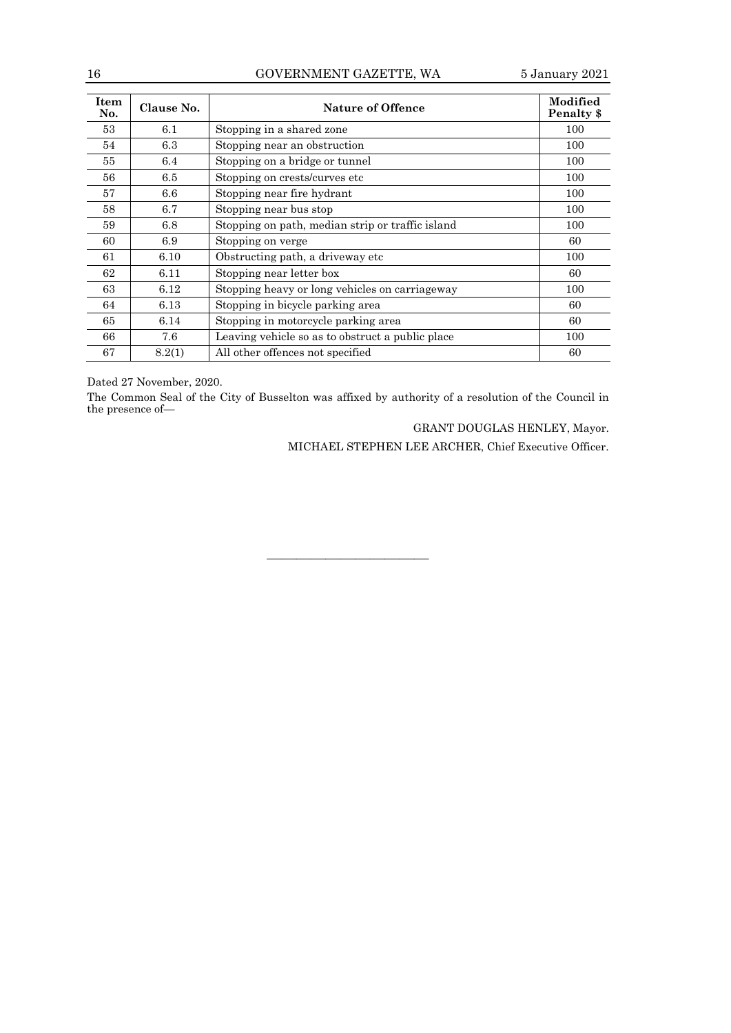| Item No. | Clause No. | Nature of Offence | Modified Penalty $ |
|---|---|---|---|
| 53 | 6.1 | Stopping in a shared zone | 100 |
| 54 | 6.3 | Stopping near an obstruction | 100 |
| 55 | 6.4 | Stopping on a bridge or tunnel | 100 |
| 56 | 6.5 | Stopping on crests/curves etc | 100 |
| 57 | 6.6 | Stopping near fire hydrant | 100 |
| 58 | 6.7 | Stopping near bus stop | 100 |
| 59 | 6.8 | Stopping on path, median strip or traffic island | 100 |
| 60 | 6.9 | Stopping on verge | 60 |
| 61 | 6.10 | Obstructing path, a driveway etc | 100 |
| 62 | 6.11 | Stopping near letter box | 60 |
| 63 | 6.12 | Stopping heavy or long vehicles on carriageway | 100 |
| 64 | 6.13 | Stopping in bicycle parking area | 60 |
| 65 | 6.14 | Stopping in motorcycle parking area | 60 |
| 66 | 7.6 | Leaving vehicle so as to obstruct a public place | 100 |
| 67 | 8.2(1) | All other offences not specified | 60 |

Dated 27 November, 2020.

The Common Seal of the City of Busselton was affixed by authority of a resolution of the Council in the presence of—

GRANT DOUGLAS HENLEY, Mayor.

MICHAEL STEPHEN LEE ARCHER, Chief Executive Officer.

---